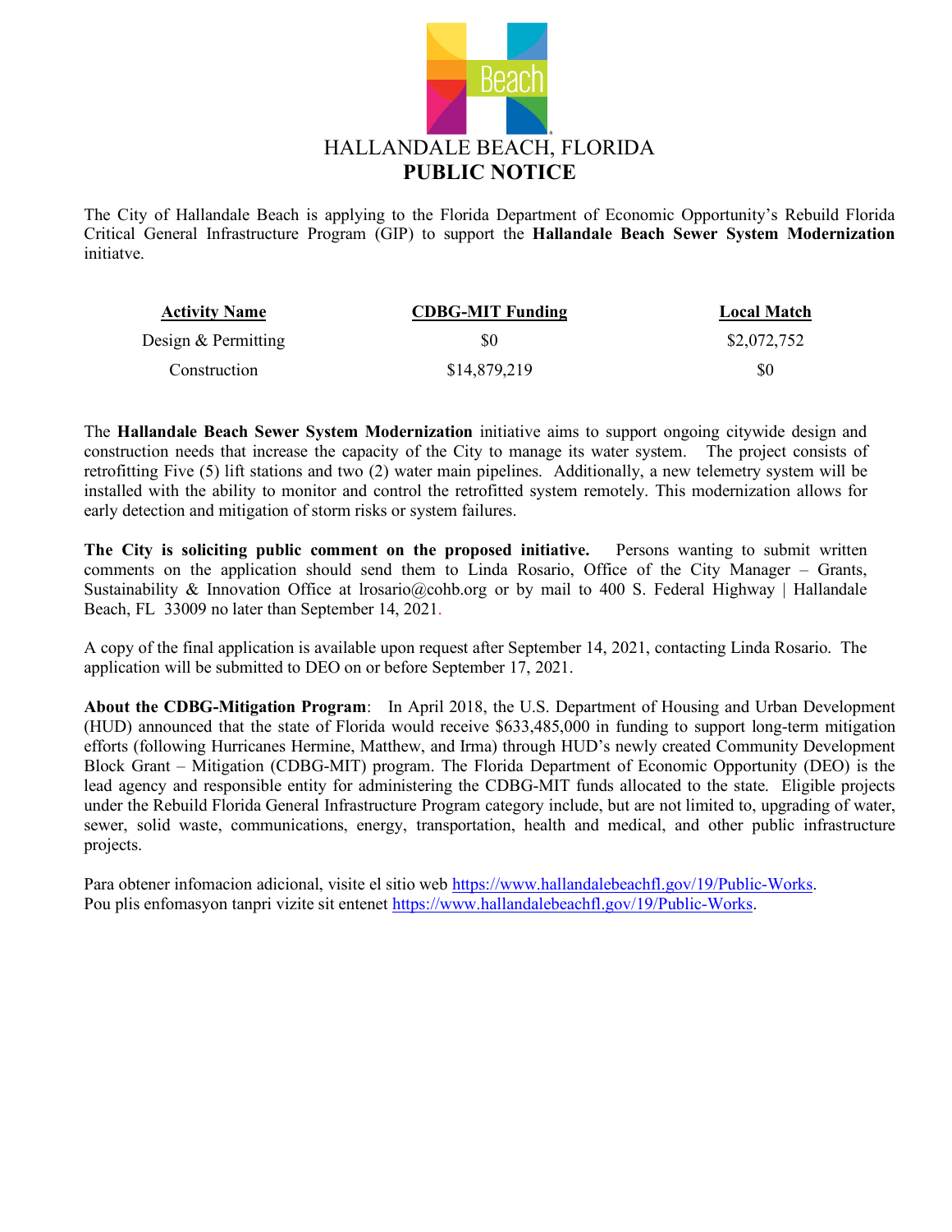# HALLANDALE BEACH, FLORIDA

## PUBLIC NOTICE

The City of Hallandale Beach is applying to the Florida Department of Economic Opportunity's Rebuild Florida Critical General Infrastructure Program (GIP) to support the **Hallandale Beach Sewer System Modernization** initiatve.

| Activity Name | CDBG-MIT Funding | Local Match |
|---|---|---|
| Design & Permitting | $0 | $2,072,752 |
| Construction | $14,879,219 | $0 |

The **Hallandale Beach Sewer System Modernization** initiative aims to support ongoing citywide design and construction needs that increase the capacity of the City to manage its water system. The project consists of retrofitting Five (5) lift stations and two (2) water main pipelines. Additionally, a new telemetry system will be installed with the ability to monitor and control the retrofitted system remotely. This modernization allows for early detection and mitigation of storm risks or system failures.

**The City is soliciting public comment on the proposed initiative.** Persons wanting to submit written comments on the application should send them to Linda Rosario, Office of the City Manager – Grants, Sustainability & Innovation Office at lrosario@cohb.org or by mail to 400 S. Federal Highway | Hallandale Beach, FL 33009 no later than September 14, 2021.

A copy of the final application is available upon request after September 14, 2021, contacting Linda Rosario. The application will be submitted to DEO on or before September 17, 2021.

**About the CDBG-Mitigation Program**: In April 2018, the U.S. Department of Housing and Urban Development (HUD) announced that the state of Florida would receive $633,485,000 in funding to support long-term mitigation efforts (following Hurricanes Hermine, Matthew, and Irma) through HUD's newly created Community Development Block Grant – Mitigation (CDBG-MIT) program. The Florida Department of Economic Opportunity (DEO) is the lead agency and responsible entity for administering the CDBG-MIT funds allocated to the state. Eligible projects under the Rebuild Florida General Infrastructure Program category include, but are not limited to, upgrading of water, sewer, solid waste, communications, energy, transportation, health and medical, and other public infrastructure projects.

Para obtener infomacion adicional, visite el sitio web https://www.hallandalebeachfl.gov/19/Public-Works.
Pou plis enfomasyon tanpri vizite sit entenet https://www.hallandalebeachfl.gov/19/Public-Works.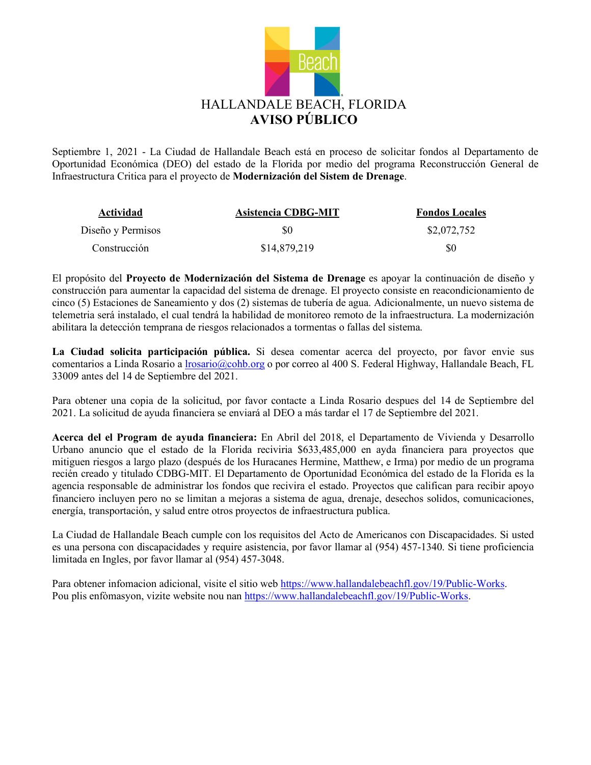# HALLANDALE BEACH, FLORIDA
## AVISO PÚBLICO

Septiembre 1, 2021 - La Ciudad de Hallandale Beach está en proceso de solicitar fondos al Departamento de Oportunidad Económica (DEO) del estado de la Florida por medio del programa Reconstrucción General de Infraestructura Critica para el proyecto de **Modernización del Sistem de Drenage**.

| Actividad | Asistencia CDBG-MIT | Fondos Locales |
|---|---|---|
| Diseño y Permisos | $0 | $2,072,752 |
| Construcción | $14,879,219 | $0 |

El propósito del **Proyecto de Modernización del Sistema de Drenage** es apoyar la continuación de diseño y construcción para aumentar la capacidad del sistema de drenage. El proyecto consiste en reacondicionamiento de cinco (5) Estaciones de Saneamiento y dos (2) sistemas de tubería de agua. Adicionalmente, un nuevo sistema de telemetria será instalado, el cual tendrá la habilidad de monitoreo remoto de la infraestructura. La modernización abilitara la detección temprana de riesgos relacionados a tormentas o fallas del sistema.

**La Ciudad solicita participación pública.** Si desea comentar acerca del proyecto, por favor envie sus comentarios a Linda Rosario a lrosario@cohb.org o por correo al 400 S. Federal Highway, Hallandale Beach, FL 33009 antes del 14 de Septiembre del 2021.

Para obtener una copia de la solicitud, por favor contacte a Linda Rosario despues del 14 de Septiembre del 2021. La solicitud de ayuda financiera se enviará al DEO a más tardar el 17 de Septiembre del 2021.

**Acerca del el Program de ayuda financiera:** En Abril del 2018, el Departamento de Vivienda y Desarrollo Urbano anuncio que el estado de la Florida reciviria $633,485,000 en ayda financiera para proyectos que mitiguen riesgos a largo plazo (después de los Huracanes Hermine, Matthew, e Irma) por medio de un programa recién creado y titulado CDBG-MIT. El Departamento de Oportunidad Económica del estado de la Florida es la agencia responsable de administrar los fondos que recivira el estado. Proyectos que califican para recibir apoyo financiero incluyen pero no se limitan a mejoras a sistema de agua, drenaje, desechos solidos, comunicaciones, energía, transportación, y salud entre otros proyectos de infraestructura publica.

La Ciudad de Hallandale Beach cumple con los requisitos del Acto de Americanos con Discapacidades. Si usted es una persona con discapacidades y require asistencia, por favor llamar al (954) 457-1340. Si tiene proficiencia limitada en Ingles, por favor llamar al (954) 457-3048.

Para obtener infomacion adicional, visite el sitio web https://www.hallandalebeachfl.gov/19/Public-Works.
Pou plis enfòmasyon, vizite website nou nan https://www.hallandalebeachfl.gov/19/Public-Works.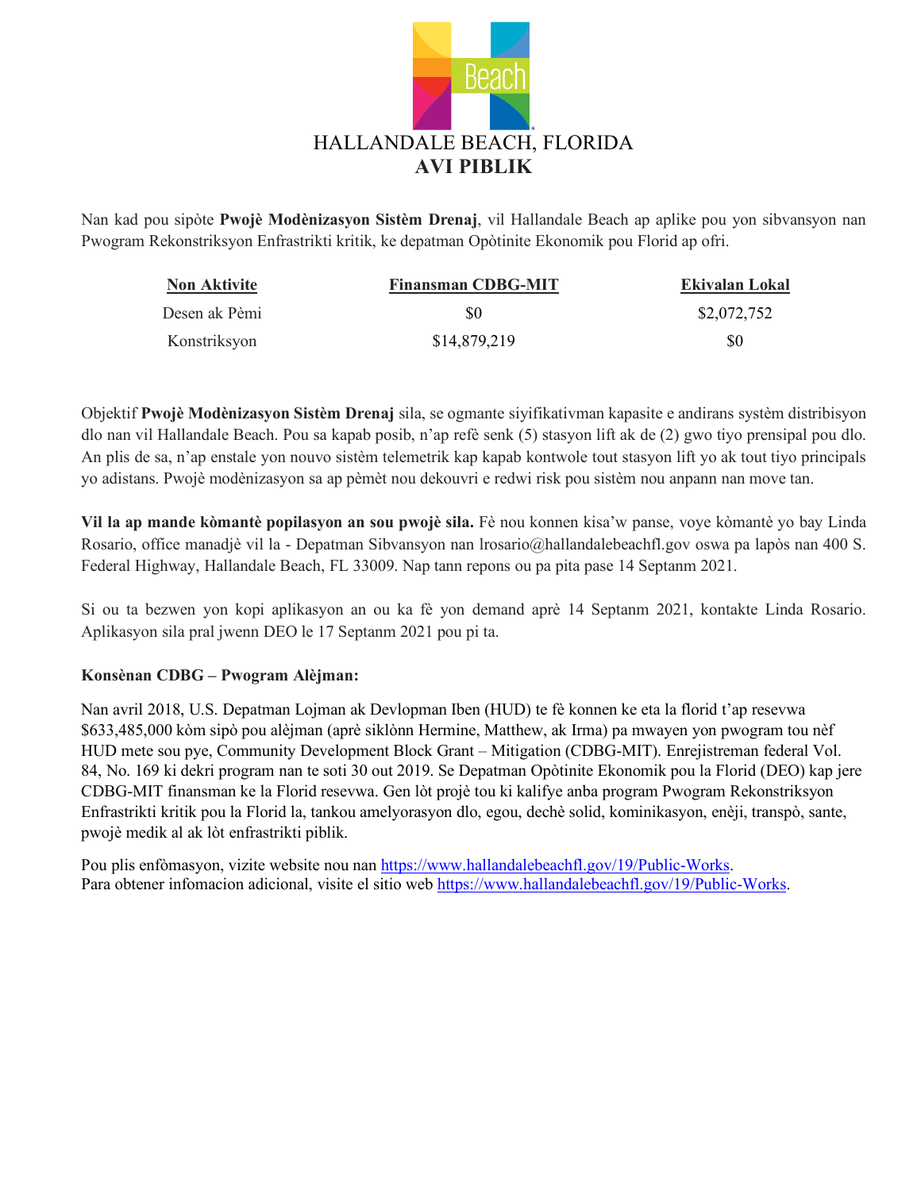HALLANDALE BEACH, FLORIDA

**AVI PIBLIK**

Nan kad pou sipòte **Pwojè Modènizasyon Sistèm Drenaj**, vil Hallandale Beach ap aplike pou yon sibvansyon nan Pwogram Rekonstriksyon Enfrastrikti kritik, ke depatman Opòtinite Ekonomik pou Florid ap ofri.

| Non Aktivite | Finansman CDBG-MIT | Ekivalan Lokal |
|---|---|---|
| Desen ak Pèmi | $0 | $2,072,752 |
| Konstriksyon | $14,879,219 | $0 |

Objektif **Pwojè Modènizasyon Sistèm Drenaj** sila, se ogmante siyifikativman kapasite e andirans systèm distribisyon dlo nan vil Hallandale Beach. Pou sa kapab posib, n'ap refè senk (5) stasyon lift ak de (2) gwo tiyo prensipal pou dlo. An plis de sa, n'ap enstale yon nouvo sistèm telemetrik kap kapab kontwole tout stasyon lift yo ak tout tiyo principals yo adistans. Pwojè modènizasyon sa ap pèmèt nou dekouvri e redwi risk pou sistèm nou anpann nan move tan.

**Vil la ap mande kòmantè popilasyon an sou pwojè sila.** Fè nou konnen kisa'w panse, voye kòmantè yo bay Linda Rosario, office manadjè vil la - Depatman Sibvansyon nan lrosario@hallandalebeachfl.gov oswa pa lapòs nan 400 S. Federal Highway, Hallandale Beach, FL 33009. Nap tann repons ou pa pita pase 14 Septanm 2021.

Si ou ta bezwen yon kopi aplikasyon an ou ka fè yon demand aprè 14 Septanm 2021, kontakte Linda Rosario. Aplikasyon sila pral jwenn DEO le 17 Septanm 2021 pou pi ta.

**Konsènan CDBG – Pwogram Alèjman:**

Nan avril 2018, U.S. Depatman Lojman ak Devlopman Iben (HUD) te fè konnen ke eta la florid t'ap resevwa $633,485,000 kòm sipò pou alèjman (aprè siklònn Hermine, Matthew, ak Irma) pa mwayen yon pwogram tou nèf HUD mete sou pye, Community Development Block Grant – Mitigation (CDBG-MIT). Enrejistreman federal Vol. 84, No. 169 ki dekri program nan te soti 30 out 2019. Se Depatman Opòtinite Ekonomik pou la Florid (DEO) kap jere CDBG-MIT finansman ke la Florid resevwa. Gen lòt projè tou ki kalifye anba program Pwogram Rekonstriksyon Enfrastrikti kritik pou la Florid la, tankou amelyorasyon dlo, egou, dechè solid, kominikasyon, enèji, transpò, sante, pwojè medik al ak lòt enfrastrikti piblik.

Pou plis enfòmasyon, vizite website nou nan https://www.hallandalebeachfl.gov/19/Public-Works.
Para obtener infomacion adicional, visite el sitio web https://www.hallandalebeachfl.gov/19/Public-Works.